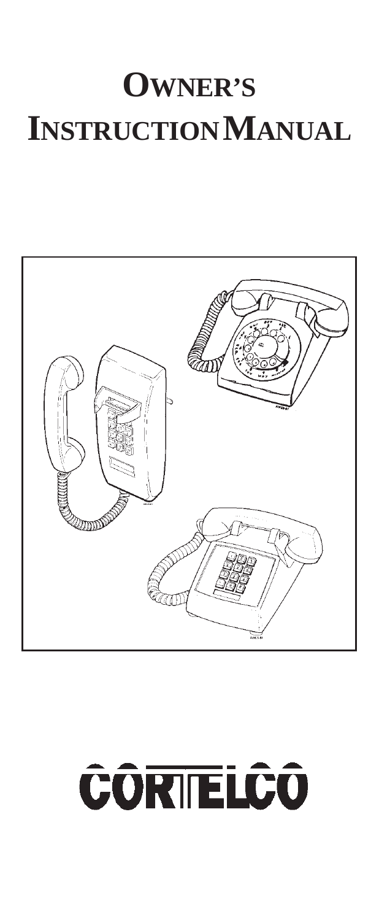# OWNER'S INSTRUCTION MANUAL

CORTELCO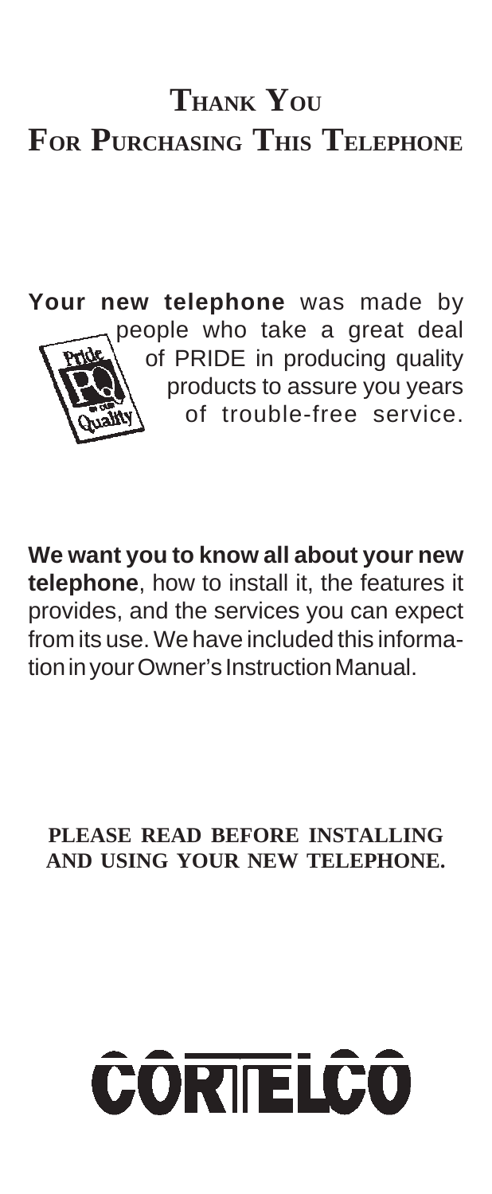# Thank You For Purchasing This Telephone

**Your new telephone** was made by people who take a great deal of PRIDE in producing quality products to assure you years of trouble-free service.

**We want you to know all about your new telephone**, how to install it, the features it provides, and the services you can expect from its use. We have included this information in your Owner's Instruction Manual.

**PLEASE READ BEFORE INSTALLING AND USING YOUR NEW TELEPHONE.**

CORTELCO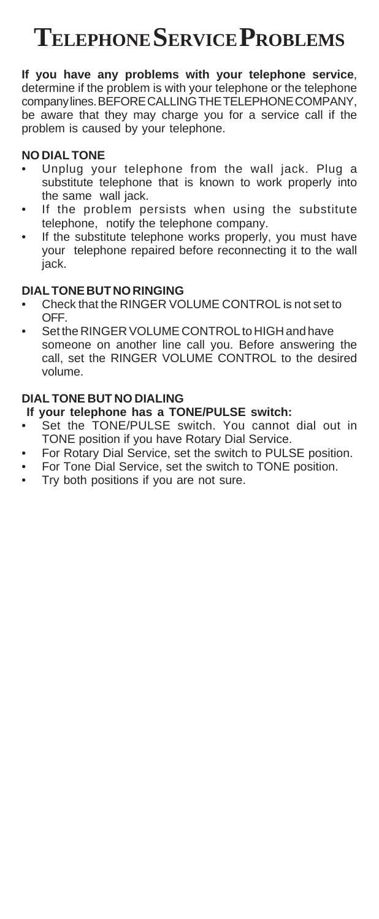# Telephone Service Problems

**If you have any problems with your telephone service**, determine if the problem is with your telephone or the telephone company lines. BEFORE CALLING THE TELEPHONE COMPANY, be aware that they may charge you for a service call if the problem is caused by your telephone.

**NO DIAL TONE**

- Unplug your telephone from the wall jack. Plug a substitute telephone that is known to work properly into the same wall jack.
- If the problem persists when using the substitute telephone, notify the telephone company.
- If the substitute telephone works properly, you must have your telephone repaired before reconnecting it to the wall jack.

**DIAL TONE BUT NO RINGING**

- Check that the RINGER VOLUME CONTROL is not set to OFF.
- Set the RINGER VOLUME CONTROL to HIGH and have someone on another line call you. Before answering the call, set the RINGER VOLUME CONTROL to the desired volume.

**DIAL TONE BUT NO DIALING**

**If your telephone has a TONE/PULSE switch:**

- Set the TONE/PULSE switch. You cannot dial out in TONE position if you have Rotary Dial Service.
- For Rotary Dial Service, set the switch to PULSE position.
- For Tone Dial Service, set the switch to TONE position.
- Try both positions if you are not sure.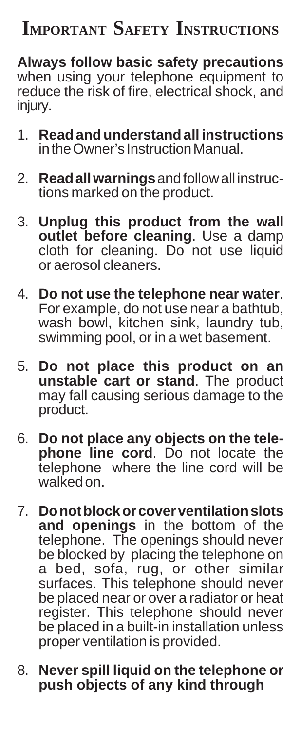# IMPORTANT SAFETY INSTRUCTIONS

**Always follow basic safety precautions** when using your telephone equipment to reduce the risk of fire, electrical shock, and injury.

1. **Read and understand all instructions** in the Owner's Instruction Manual.
2. **Read all warnings** and follow all instructions marked on the product.
3. **Unplug this product from the wall outlet before cleaning**. Use a damp cloth for cleaning. Do not use liquid or aerosol cleaners.
4. **Do not use the telephone near water**. For example, do not use near a bathtub, wash bowl, kitchen sink, laundry tub, swimming pool, or in a wet basement.
5. **Do not place this product on an unstable cart or stand**. The product may fall causing serious damage to the product.
6. **Do not place any objects on the telephone line cord**. Do not locate the telephone where the line cord will be walked on.
7. **Do not block or cover ventilation slots and openings** in the bottom of the telephone. The openings should never be blocked by placing the telephone on a bed, sofa, rug, or other similar surfaces. This telephone should never be placed near or over a radiator or heat register. This telephone should never be placed in a built-in installation unless proper ventilation is provided.
8. **Never spill liquid on the telephone or push objects of any kind through**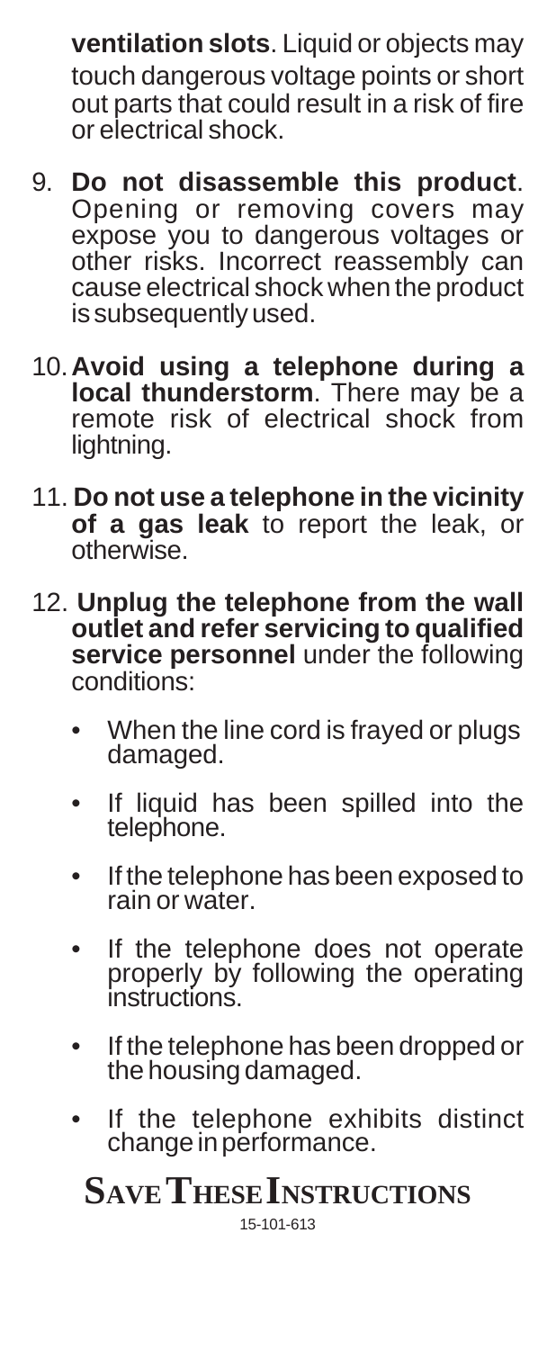**ventilation slots**. Liquid or objects may touch dangerous voltage points or short out parts that could result in a risk of fire or electrical shock.

9. **Do not disassemble this product**. Opening or removing covers may expose you to dangerous voltages or other risks. Incorrect reassembly can cause electrical shock when the product is subsequently used.

10. **Avoid using a telephone during a local thunderstorm**. There may be a remote risk of electrical shock from lightning.

11. **Do not use a telephone in the vicinity of a gas leak** to report the leak, or otherwise.

12. **Unplug the telephone from the wall outlet and refer servicing to qualified service personnel** under the following conditions:

    - When the line cord is frayed or plugs damaged.
    - If liquid has been spilled into the telephone.
    - If the telephone has been exposed to rain or water.
    - If the telephone does not operate properly by following the operating instructions.
    - If the telephone has been dropped or the housing damaged.
    - If the telephone exhibits distinct change in performance.

# SAVE THESE INSTRUCTIONS

15-101-613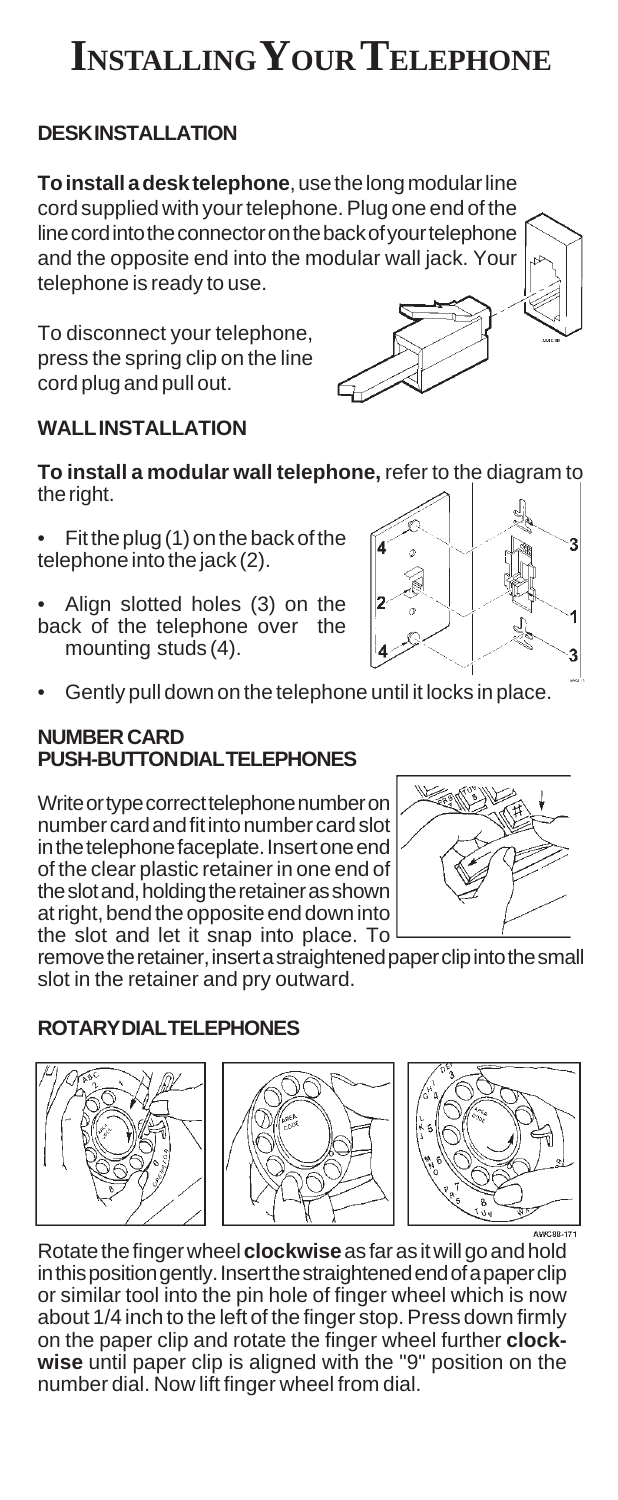# INSTALLING YOUR TELEPHONE

## DESK INSTALLATION

**To install a desk telephone**, use the long modular line cord supplied with your telephone. Plug one end of the line cord into the connector on the back of your telephone and the opposite end into the modular wall jack. Your telephone is ready to use.

To disconnect your telephone, press the spring clip on the line cord plug and pull out.

## WALL INSTALLATION

**To install a modular wall telephone,** refer to the diagram to the right.

- Fit the plug (1) on the back of the telephone into the jack (2).
- Align slotted holes (3) on the back of the telephone over the mounting studs (4).
- Gently pull down on the telephone until it locks in place.

## NUMBER CARD

### PUSH-BUTTON DIAL TELEPHONES

Write or type correct telephone number on number card and fit into number card slot in the telephone faceplate. Insert one end of the clear plastic retainer in one end of the slot and, holding the retainer as shown at right, bend the opposite end down into the slot and let it snap into place. To remove the retainer, insert a straightened paper clip into the small slot in the retainer and pry outward.

### ROTARY DIAL TELEPHONES

Rotate the finger wheel **clockwise** as far as it will go and hold in this position gently. Insert the straightened end of a paper clip or similar tool into the pin hole of finger wheel which is now about 1/4 inch to the left of the finger stop. Press down firmly on the paper clip and rotate the finger wheel further **clockwise** until paper clip is aligned with the "9" position on the number dial. Now lift finger wheel from dial.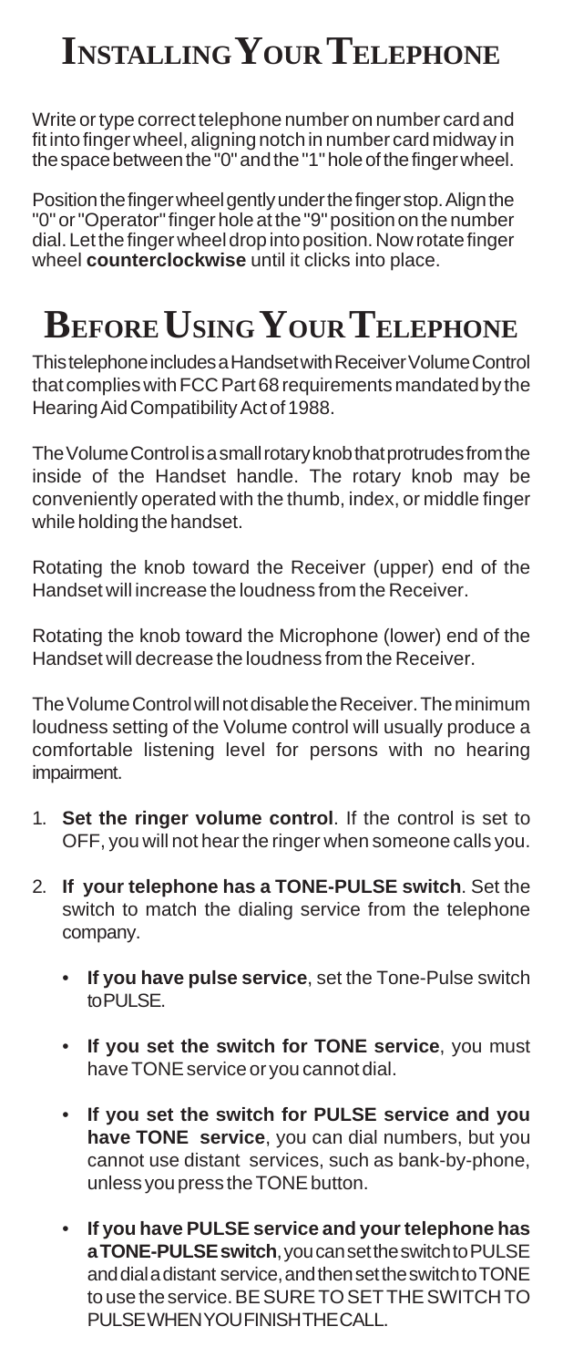# Installing Your Telephone

Write or type correct telephone number on number card and fit into finger wheel, aligning notch in number card midway in the space between the "0" and the "1" hole of the finger wheel.

Position the finger wheel gently under the finger stop. Align the "0" or "Operator" finger hole at the "9" position on the number dial. Let the finger wheel drop into position. Now rotate finger wheel **counterclockwise** until it clicks into place.

# Before Using Your Telephone

This telephone includes a Handset with Receiver Volume Control that complies with FCC Part 68 requirements mandated by the Hearing Aid Compatibility Act of 1988.

The Volume Control is a small rotary knob that protrudes from the inside of the Handset handle. The rotary knob may be conveniently operated with the thumb, index, or middle finger while holding the handset.

Rotating the knob toward the Receiver (upper) end of the Handset will increase the loudness from the Receiver.

Rotating the knob toward the Microphone (lower) end of the Handset will decrease the loudness from the Receiver.

The Volume Control will not disable the Receiver. The minimum loudness setting of the Volume control will usually produce a comfortable listening level for persons with no hearing impairment.

1. **Set the ringer volume control**. If the control is set to OFF, you will not hear the ringer when someone calls you.
2. **If your telephone has a TONE-PULSE switch**. Set the switch to match the dialing service from the telephone company.
   - **If you have pulse service**, set the Tone-Pulse switch to PULSE.
   - **If you set the switch for TONE service**, you must have TONE service or you cannot dial.
   - **If you set the switch for PULSE service and you have TONE service**, you can dial numbers, but you cannot use distant services, such as bank-by-phone, unless you press the TONE button.
   - **If you have PULSE service and your telephone has a TONE-PULSE switch**, you can set the switch to PULSE and dial a distant service, and then set the switch to TONE to use the service. BE SURE TO SET THE SWITCH TO PULSE WHEN YOU FINISH THE CALL.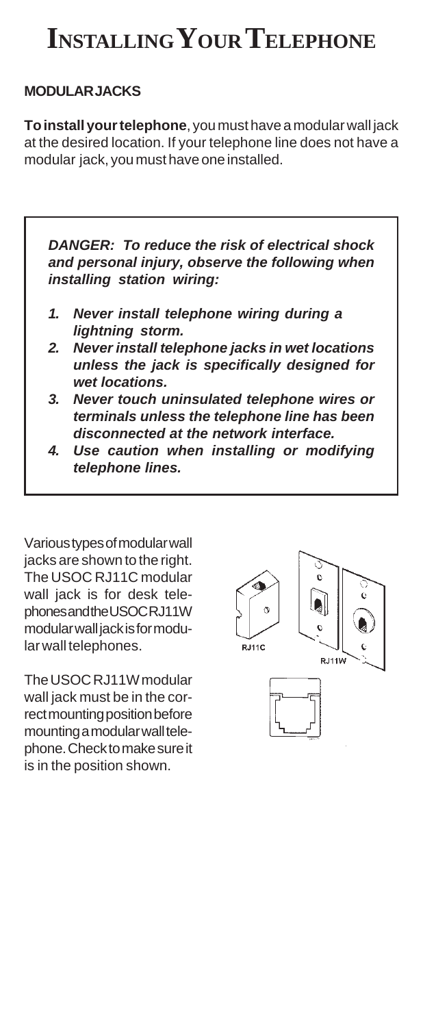# INSTALLING YOUR TELEPHONE

**MODULAR JACKS**

**To install your telephone**, you must have a modular wall jack at the desired location. If your telephone line does not have a modular jack, you must have one installed.

***DANGER: To reduce the risk of electrical shock and personal injury, observe the following when installing station wiring:***

1. ***Never install telephone wiring during a lightning storm.***
2. ***Never install telephone jacks in wet locations unless the jack is specifically designed for wet locations.***
3. ***Never touch uninsulated telephone wires or terminals unless the telephone line has been disconnected at the network interface.***
4. ***Use caution when installing or modifying telephone lines.***

Various types of modular wall jacks are shown to the right. The USOC RJ11C modular wall jack is for desk telephones and the USOC RJ11W modular wall jack is for modular wall telephones.

The USOC RJ11W modular wall jack must be in the correct mounting position before mounting a modular wall telephone. Check to make sure it is in the position shown.

RJ11C

RJ11W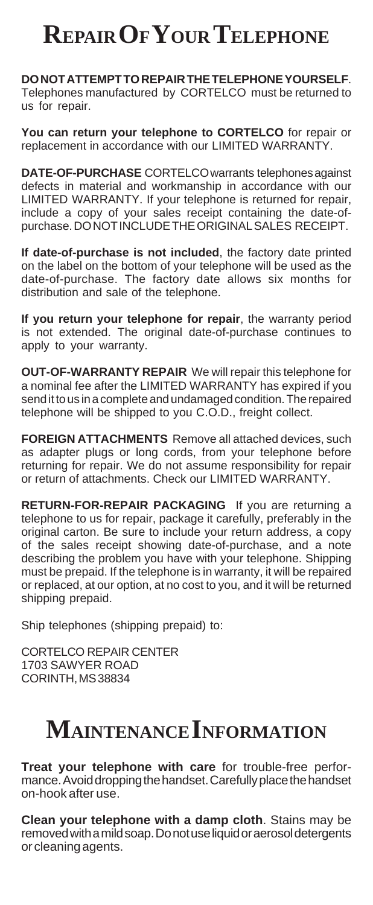# Repair Of Your Telephone

**DO NOT ATTEMPT TO REPAIR THE TELEPHONE YOURSELF**. Telephones manufactured by CORTELCO must be returned to us for repair.

**You can return your telephone to CORTELCO** for repair or replacement in accordance with our LIMITED WARRANTY.

**DATE-OF-PURCHASE** CORTELCO warrants telephones against defects in material and workmanship in accordance with our LIMITED WARRANTY. If your telephone is returned for repair, include a copy of your sales receipt containing the date-of-purchase. DO NOT INCLUDE THE ORIGINAL SALES RECEIPT.

**If date-of-purchase is not included**, the factory date printed on the label on the bottom of your telephone will be used as the date-of-purchase. The factory date allows six months for distribution and sale of the telephone.

**If you return your telephone for repair**, the warranty period is not extended. The original date-of-purchase continues to apply to your warranty.

**OUT-OF-WARRANTY REPAIR** We will repair this telephone for a nominal fee after the LIMITED WARRANTY has expired if you send it to us in a complete and undamaged condition. The repaired telephone will be shipped to you C.O.D., freight collect.

**FOREIGN ATTACHMENTS** Remove all attached devices, such as adapter plugs or long cords, from your telephone before returning for repair. We do not assume responsibility for repair or return of attachments. Check our LIMITED WARRANTY.

**RETURN-FOR-REPAIR PACKAGING** If you are returning a telephone to us for repair, package it carefully, preferably in the original carton. Be sure to include your return address, a copy of the sales receipt showing date-of-purchase, and a note describing the problem you have with your telephone. Shipping must be prepaid. If the telephone is in warranty, it will be repaired or replaced, at our option, at no cost to you, and it will be returned shipping prepaid.

Ship telephones (shipping prepaid) to:

CORTELCO REPAIR CENTER
1703 SAWYER ROAD
CORINTH, MS 38834

# Maintenance Information

**Treat your telephone with care** for trouble-free performance. Avoid dropping the handset. Carefully place the handset on-hook after use.

**Clean your telephone with a damp cloth**. Stains may be removed with a mild soap. Do not use liquid or aerosol detergents or cleaning agents.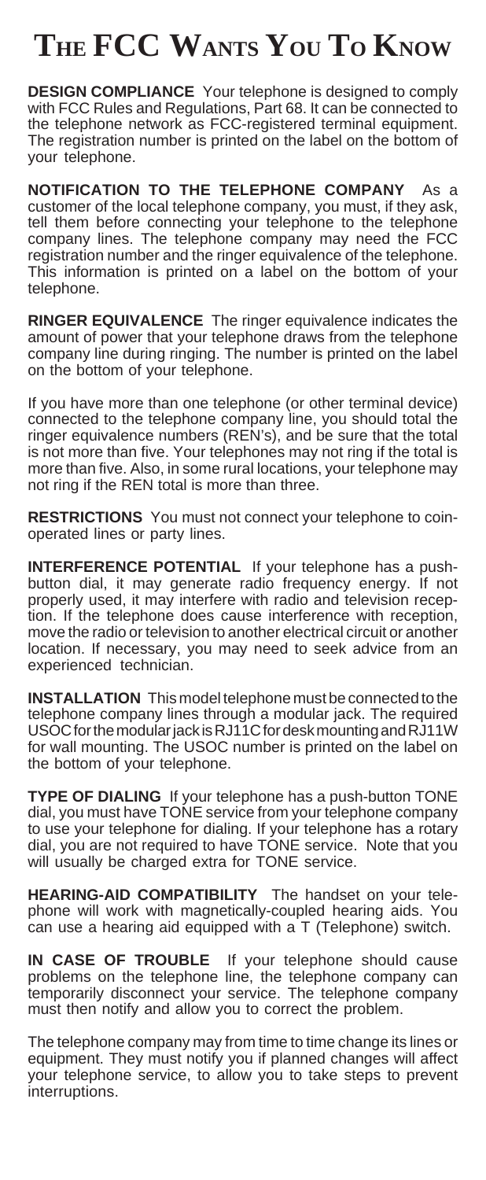# The FCC Wants You To Know

**DESIGN COMPLIANCE** Your telephone is designed to comply with FCC Rules and Regulations, Part 68. It can be connected to the telephone network as FCC-registered terminal equipment. The registration number is printed on the label on the bottom of your telephone.

**NOTIFICATION TO THE TELEPHONE COMPANY** As a customer of the local telephone company, you must, if they ask, tell them before connecting your telephone to the telephone company lines. The telephone company may need the FCC registration number and the ringer equivalence of the telephone. This information is printed on a label on the bottom of your telephone.

**RINGER EQUIVALENCE** The ringer equivalence indicates the amount of power that your telephone draws from the telephone company line during ringing. The number is printed on the label on the bottom of your telephone.

If you have more than one telephone (or other terminal device) connected to the telephone company line, you should total the ringer equivalence numbers (REN's), and be sure that the total is not more than five. Your telephones may not ring if the total is more than five. Also, in some rural locations, your telephone may not ring if the REN total is more than three.

**RESTRICTIONS** You must not connect your telephone to coin-operated lines or party lines.

**INTERFERENCE POTENTIAL** If your telephone has a push-button dial, it may generate radio frequency energy. If not properly used, it may interfere with radio and television reception. If the telephone does cause interference with reception, move the radio or television to another electrical circuit or another location. If necessary, you may need to seek advice from an experienced technician.

**INSTALLATION** This model telephone must be connected to the telephone company lines through a modular jack. The required USOC for the modular jack is RJ11C for desk mounting and RJ11W for wall mounting. The USOC number is printed on the label on the bottom of your telephone.

**TYPE OF DIALING** If your telephone has a push-button TONE dial, you must have TONE service from your telephone company to use your telephone for dialing. If your telephone has a rotary dial, you are not required to have TONE service. Note that you will usually be charged extra for TONE service.

**HEARING-AID COMPATIBILITY** The handset on your telephone will work with magnetically-coupled hearing aids. You can use a hearing aid equipped with a T (Telephone) switch.

**IN CASE OF TROUBLE** If your telephone should cause problems on the telephone line, the telephone company can temporarily disconnect your service. The telephone company must then notify and allow you to correct the problem.

The telephone company may from time to time change its lines or equipment. They must notify you if planned changes will affect your telephone service, to allow you to take steps to prevent interruptions.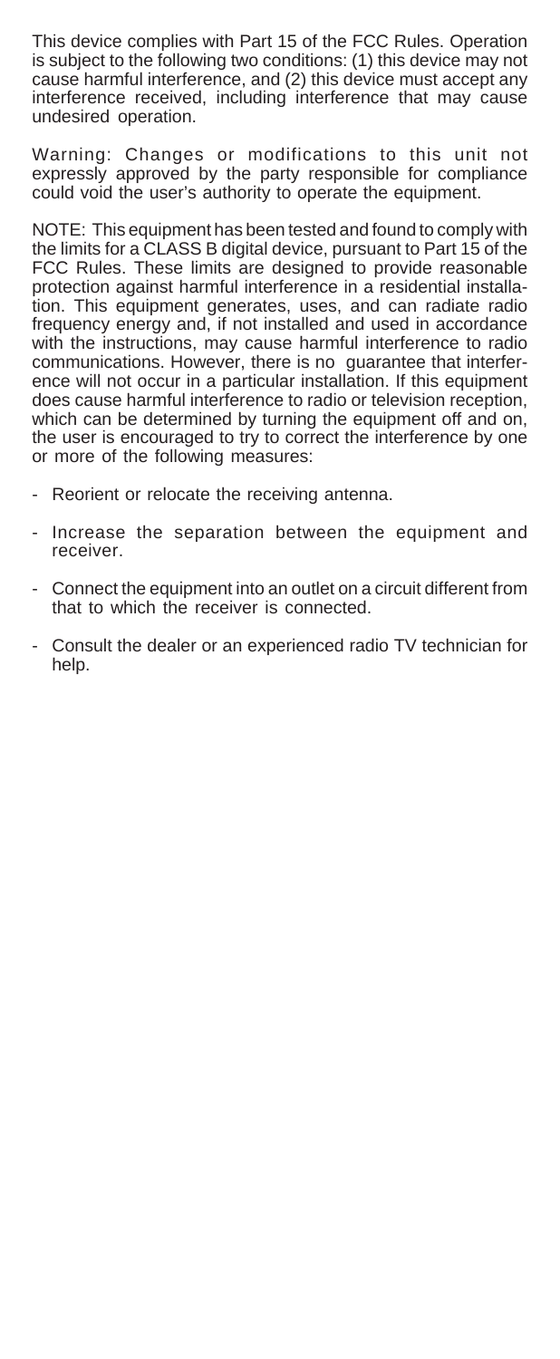This device complies with Part 15 of the FCC Rules. Operation is subject to the following two conditions: (1) this device may not cause harmful interference, and (2) this device must accept any interference received, including interference that may cause undesired operation.

Warning: Changes or modifications to this unit not expressly approved by the party responsible for compliance could void the user's authority to operate the equipment.

NOTE: This equipment has been tested and found to comply with the limits for a CLASS B digital device, pursuant to Part 15 of the FCC Rules. These limits are designed to provide reasonable protection against harmful interference in a residential installation. This equipment generates, uses, and can radiate radio frequency energy and, if not installed and used in accordance with the instructions, may cause harmful interference to radio communications. However, there is no guarantee that interference will not occur in a particular installation. If this equipment does cause harmful interference to radio or television reception, which can be determined by turning the equipment off and on, the user is encouraged to try to correct the interference by one or more of the following measures:

- Reorient or relocate the receiving antenna.
- Increase the separation between the equipment and receiver.
- Connect the equipment into an outlet on a circuit different from that to which the receiver is connected.
- Consult the dealer or an experienced radio TV technician for help.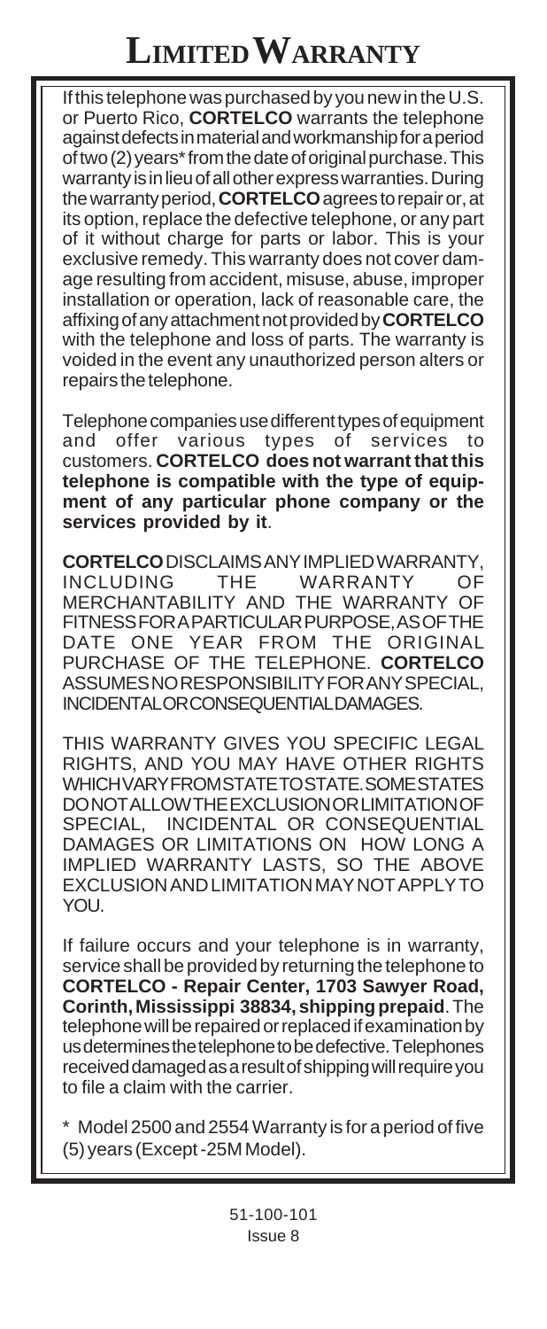# LIMITED WARRANTY

If this telephone was purchased by you new in the U.S. or Puerto Rico, **CORTELCO** warrants the telephone against defects in material and workmanship for a period of two (2) years* from the date of original purchase. This warranty is in lieu of all other express warranties. During the warranty period, **CORTELCO** agrees to repair or, at its option, replace the defective telephone, or any part of it without charge for parts or labor. This is your exclusive remedy. This warranty does not cover damage resulting from accident, misuse, abuse, improper installation or operation, lack of reasonable care, the affixing of any attachment not provided by **CORTELCO** with the telephone and loss of parts. The warranty is voided in the event any unauthorized person alters or repairs the telephone.

Telephone companies use different types of equipment and offer various types of services to customers. **CORTELCO does not warrant that this telephone is compatible with the type of equipment of any particular phone company or the services provided by it**.

**CORTELCO** DISCLAIMS ANY IMPLIED WARRANTY, INCLUDING THE WARRANTY OF MERCHANTABILITY AND THE WARRANTY OF FITNESS FOR A PARTICULAR PURPOSE, AS OF THE DATE ONE YEAR FROM THE ORIGINAL PURCHASE OF THE TELEPHONE. **CORTELCO** ASSUMES NO RESPONSIBILITY FOR ANY SPECIAL, INCIDENTAL OR CONSEQUENTIAL DAMAGES.

THIS WARRANTY GIVES YOU SPECIFIC LEGAL RIGHTS, AND YOU MAY HAVE OTHER RIGHTS WHICH VARY FROM STATE TO STATE. SOME STATES DO NOT ALLOW THE EXCLUSION OR LIMITATION OF SPECIAL, INCIDENTAL OR CONSEQUENTIAL DAMAGES OR LIMITATIONS ON HOW LONG A IMPLIED WARRANTY LASTS, SO THE ABOVE EXCLUSION AND LIMITATION MAY NOT APPLY TO YOU.

If failure occurs and your telephone is in warranty, service shall be provided by returning the telephone to **CORTELCO - Repair Center, 1703 Sawyer Road, Corinth, Mississippi 38834, shipping prepaid**. The telephone will be repaired or replaced if examination by us determines the telephone to be defective. Telephones received damaged as a result of shipping will require you to file a claim with the carrier.

\* Model 2500 and 2554 Warranty is for a period of five (5) years (Except -25M Model).

51-100-101
Issue 8